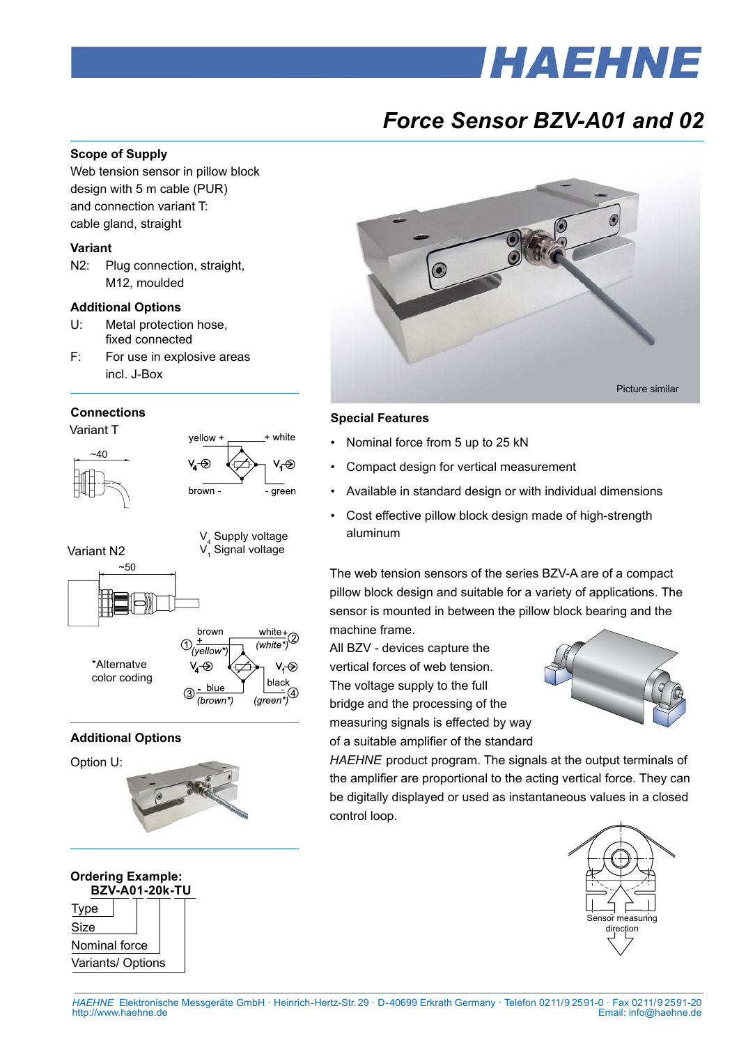# Force Sensor BZV-A01 and 02

## Scope of Supply

Web tension sensor in pillow block design with 5 m cable (PUR) and connection variant T: cable gland, straight

### Variant

N2: Plug connection, straight, M12, moulded

### Additional Options

U: Metal protection hose, fixed connected

F: For use in explosive areas incl. J-Box

## Connections

Variant T

~40

yellow + | + white

$V_4$ | $V_1$

brown - | - green

$V_4$ Supply voltage
$V_1$ Signal voltage

Variant N2

~50

① brown + (yellow*) | white + (white*) ②

$V_4$ | $V_1$

③ - blue (brown*) | black - (green*) ④

*Alternatve color coding

## Additional Options

Option U:

## Ordering Example:

**BZV-A01-20k-TU**

Type
Size
Nominal force
Variants/ Options

Picture similar

## Special Features

- Nominal force from 5 up to 25 kN
- Compact design for vertical measurement
- Available in standard design or with individual dimensions
- Cost effective pillow block design made of high-strength aluminum

The web tension sensors of the series BZV-A are of a compact pillow block design and suitable for a variety of applications. The sensor is mounted in between the pillow block bearing and the machine frame.

All BZV - devices capture the vertical forces of web tension. The voltage supply to the full bridge and the processing of the measuring signals is effected by way of a suitable amplifier of the standard *HAEHNE* product program. The signals at the output terminals of the amplifier are proportional to the acting vertical force. They can be digitally displayed or used as instantaneous values in a closed control loop.

Sensor measuring direction

*HAEHNE* Elektronische Messgeräte GmbH · Heinrich-Hertz-Str. 29 · D-40699 Erkrath Germany · Telefon 0211/9 2591-0 · Fax 0211/9 2591-20
http://www.haehne.de Email: info@haehne.de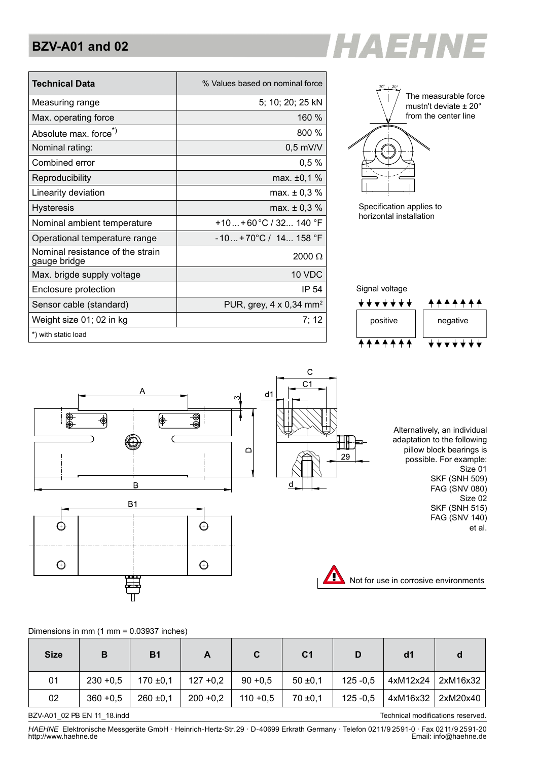## BZV-A01 and 02

| Technical Data | % Values based on nominal force |
|---|---|
| Measuring range | 5; 10; 20; 25 kN |
| Max. operating force | 160 % |
| Absolute max. force*) | 800 % |
| Nominal rating: | 0,5 mV/V |
| Combined error | 0,5 % |
| Reproducibility | max. ±0,1 % |
| Linearity deviation | max. ± 0,3 % |
| Hysteresis | max. ± 0,3 % |
| Nominal ambient temperature | +10 ... +60 °C / 32... 140 °F |
| Operational temperature range | -10 ... +70°C / 14... 158 °F |
| Nominal resistance of the strain gauge bridge | 2000 Ω |
| Max. brigde supply voltage | 10 VDC |
| Enclosure protection | IP 54 |
| Sensor cable (standard) | PUR, grey, 4 x 0,34 mm² |
| Weight size 01; 02 in kg | 7; 12 |

*) with static load

20° 20°

The measurable force mustn't deviate ± 20° from the center line

Specification applies to horizontal installation

Signal voltage

positive

negative

A

3

B

D

B1

C

C1

d1

29

d

Alternatively, an individual adaptation to the following pillow block bearings is possible. For example:
Size 01
SKF (SNH 509)
FAG (SNV 080)
Size 02
SKF (SNH 515)
FAG (SNV 140)
et al.

Not for use in corrosive environments

Dimensions in mm (1 mm = 0.03937 inches)

| Size | B | B1 | A | C | C1 | D | d1 | d |
|---|---|---|---|---|---|---|---|---|
| 01 | 230 +0,5 | 170 ±0,1 | 127 +0,2 | 90 +0,5 | 50 ±0,1 | 125 -0,5 | 4xM12x24 | 2xM16x32 |
| 02 | 360 +0,5 | 260 ±0,1 | 200 +0,2 | 110 +0,5 | 70 ±0,1 | 125 -0,5 | 4xM16x32 | 2xM20x40 |

BZV-A01_02 PB EN 11_18.indd

Technical modifications reserved.

*HAEHNE* Elektronische Messgeräte GmbH · Heinrich-Hertz-Str. 29 · D-40699 Erkrath Germany · Telefon 0211/9 2591-0 · Fax 0211/9 2591-20
http://www.haehne.de Email: info@haehne.de